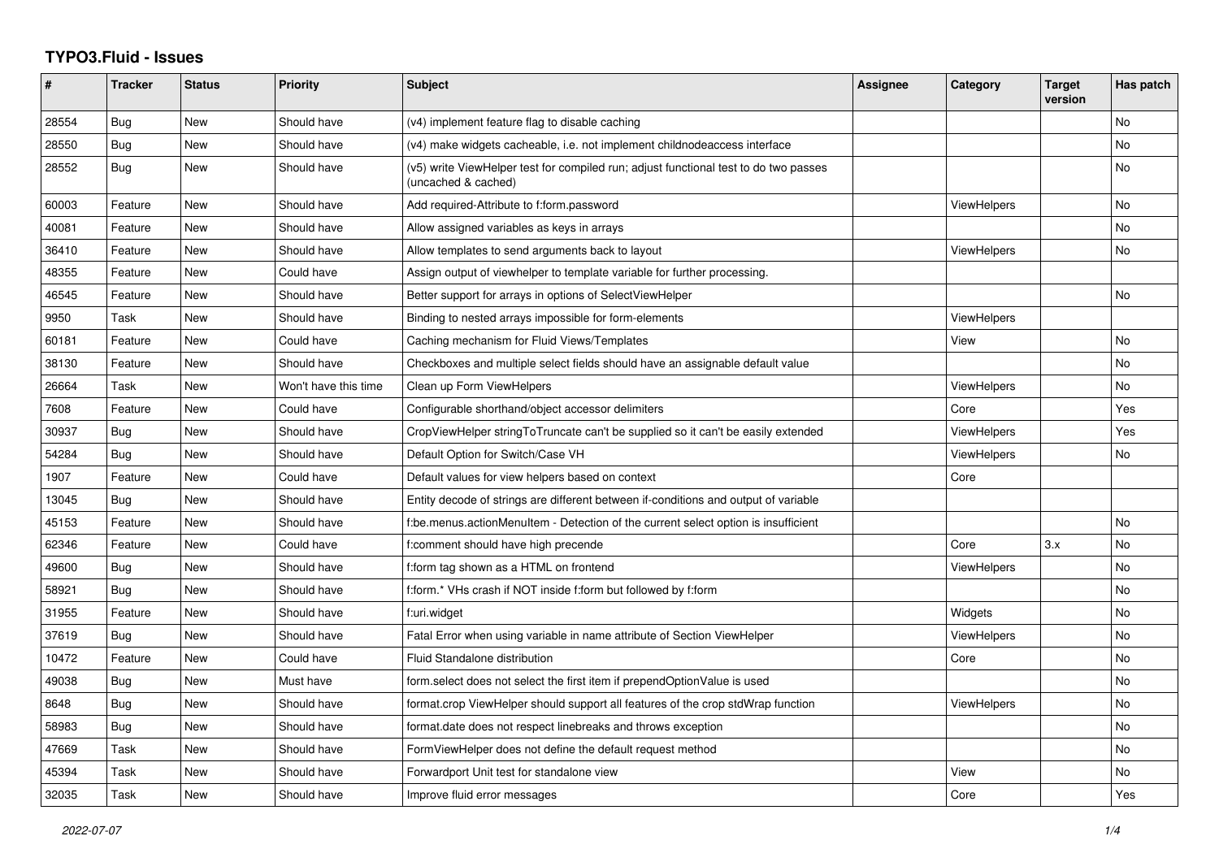# TYPO3.Fluid - Issues

| # | Tracker | Status | Priority | Subject | Assignee | Category | Target version | Has patch |
|---|---|---|---|---|---|---|---|---|
| 28554 | Bug | New | Should have | (v4) implement feature flag to disable caching | | | | No |
| 28550 | Bug | New | Should have | (v4) make widgets cacheable, i.e. not implement childnodeaccess interface | | | | No |
| 28552 | Bug | New | Should have | (v5) write ViewHelper test for compiled run; adjust functional test to do two passes (uncached & cached) | | | | No |
| 60003 | Feature | New | Should have | Add required-Attribute to f:form.password | | ViewHelpers | | No |
| 40081 | Feature | New | Should have | Allow assigned variables as keys in arrays | | | | No |
| 36410 | Feature | New | Should have | Allow templates to send arguments back to layout | | ViewHelpers | | No |
| 48355 | Feature | New | Could have | Assign output of viewhelper to template variable for further processing. | | | | |
| 46545 | Feature | New | Should have | Better support for arrays in options of SelectViewHelper | | | | No |
| 9950 | Task | New | Should have | Binding to nested arrays impossible for form-elements | | ViewHelpers | | |
| 60181 | Feature | New | Could have | Caching mechanism for Fluid Views/Templates | | View | | No |
| 38130 | Feature | New | Should have | Checkboxes and multiple select fields should have an assignable default value | | | | No |
| 26664 | Task | New | Won't have this time | Clean up Form ViewHelpers | | ViewHelpers | | No |
| 7608 | Feature | New | Could have | Configurable shorthand/object accessor delimiters | | Core | | Yes |
| 30937 | Bug | New | Should have | CropViewHelper stringToTruncate can't be supplied so it can't be easily extended | | ViewHelpers | | Yes |
| 54284 | Bug | New | Should have | Default Option for Switch/Case VH | | ViewHelpers | | No |
| 1907 | Feature | New | Could have | Default values for view helpers based on context | | Core | | |
| 13045 | Bug | New | Should have | Entity decode of strings are different between if-conditions and output of variable | | | | |
| 45153 | Feature | New | Should have | f:be.menus.actionMenuItem - Detection of the current select option is insufficient | | | | No |
| 62346 | Feature | New | Could have | f:comment should have high precende | | Core | 3.x | No |
| 49600 | Bug | New | Should have | f:form tag shown as a HTML on frontend | | ViewHelpers | | No |
| 58921 | Bug | New | Should have | f:form.* VHs crash if NOT inside f:form but followed by f:form | | | | No |
| 31955 | Feature | New | Should have | f:uri.widget | | Widgets | | No |
| 37619 | Bug | New | Should have | Fatal Error when using variable in name attribute of Section ViewHelper | | ViewHelpers | | No |
| 10472 | Feature | New | Could have | Fluid Standalone distribution | | Core | | No |
| 49038 | Bug | New | Must have | form.select does not select the first item if prependOptionValue is used | | | | No |
| 8648 | Bug | New | Should have | format.crop ViewHelper should support all features of the crop stdWrap function | | ViewHelpers | | No |
| 58983 | Bug | New | Should have | format.date does not respect linebreaks and throws exception | | | | No |
| 47669 | Task | New | Should have | FormViewHelper does not define the default request method | | | | No |
| 45394 | Task | New | Should have | Forwardport Unit test for standalone view | | View | | No |
| 32035 | Task | New | Should have | Improve fluid error messages | | Core | | Yes |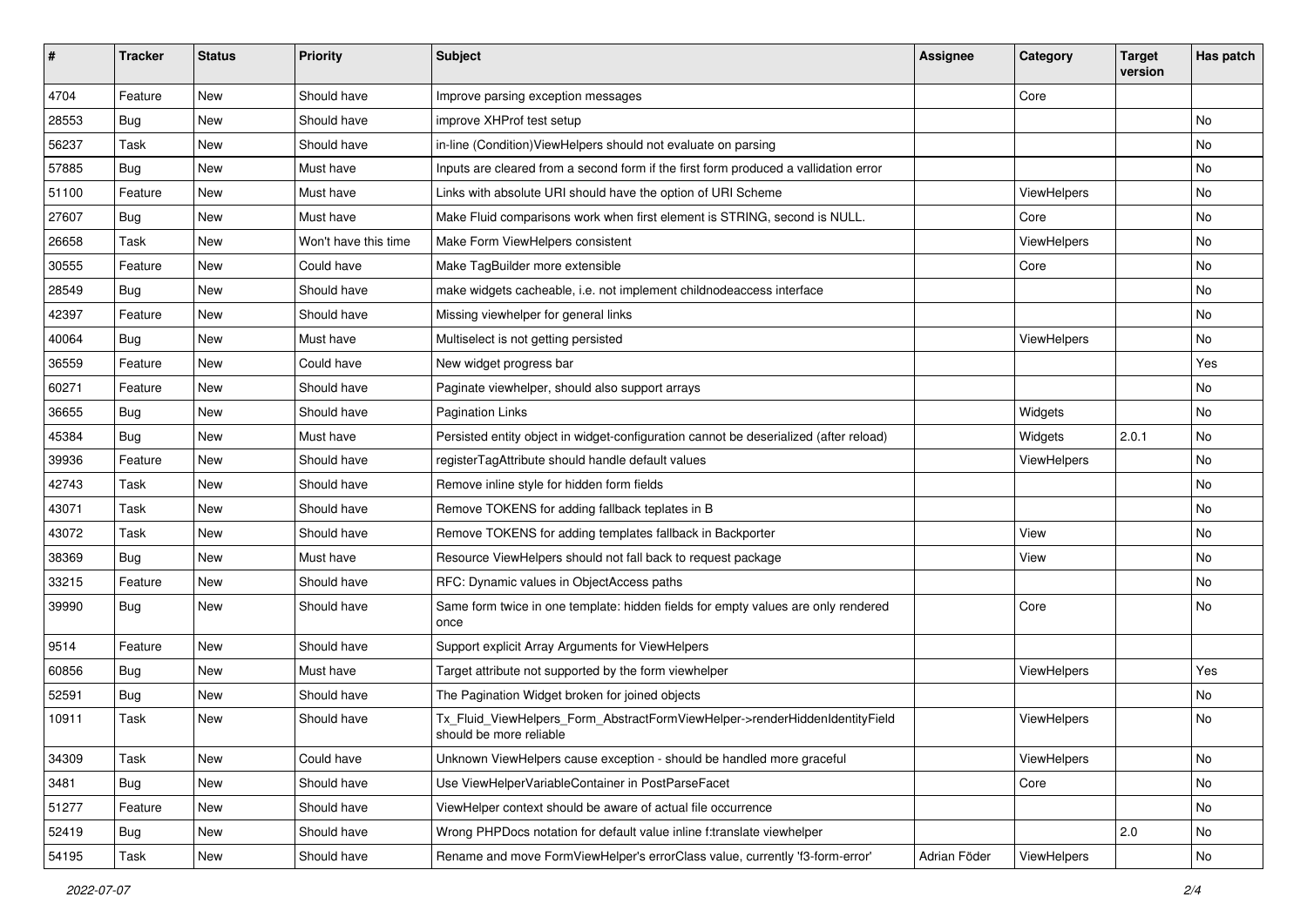| # | Tracker | Status | Priority | Subject | Assignee | Category | Target version | Has patch |
|---|---|---|---|---|---|---|---|---|
| 4704 | Feature | New | Should have | Improve parsing exception messages | | Core | | |
| 28553 | Bug | New | Should have | improve XHProf test setup | | | | No |
| 56237 | Task | New | Should have | in-line (Condition)ViewHelpers should not evaluate on parsing | | | | No |
| 57885 | Bug | New | Must have | Inputs are cleared from a second form if the first form produced a vallidation error | | | | No |
| 51100 | Feature | New | Must have | Links with absolute URI should have the option of URI Scheme | | ViewHelpers | | No |
| 27607 | Bug | New | Must have | Make Fluid comparisons work when first element is STRING, second is NULL. | | Core | | No |
| 26658 | Task | New | Won't have this time | Make Form ViewHelpers consistent | | ViewHelpers | | No |
| 30555 | Feature | New | Could have | Make TagBuilder more extensible | | Core | | No |
| 28549 | Bug | New | Should have | make widgets cacheable, i.e. not implement childnodeaccess interface | | | | No |
| 42397 | Feature | New | Should have | Missing viewhelper for general links | | | | No |
| 40064 | Bug | New | Must have | Multiselect is not getting persisted | | ViewHelpers | | No |
| 36559 | Feature | New | Could have | New widget progress bar | | | | Yes |
| 60271 | Feature | New | Should have | Paginate viewhelper, should also support arrays | | | | No |
| 36655 | Bug | New | Should have | Pagination Links | | Widgets | | No |
| 45384 | Bug | New | Must have | Persisted entity object in widget-configuration cannot be deserialized (after reload) | | Widgets | 2.0.1 | No |
| 39936 | Feature | New | Should have | registerTagAttribute should handle default values | | ViewHelpers | | No |
| 42743 | Task | New | Should have | Remove inline style for hidden form fields | | | | No |
| 43071 | Task | New | Should have | Remove TOKENS for adding fallback teplates in B | | | | No |
| 43072 | Task | New | Should have | Remove TOKENS for adding templates fallback in Backporter | | View | | No |
| 38369 | Bug | New | Must have | Resource ViewHelpers should not fall back to request package | | View | | No |
| 33215 | Feature | New | Should have | RFC: Dynamic values in ObjectAccess paths | | | | No |
| 39990 | Bug | New | Should have | Same form twice in one template: hidden fields for empty values are only rendered once | | Core | | No |
| 9514 | Feature | New | Should have | Support explicit Array Arguments for ViewHelpers | | | | |
| 60856 | Bug | New | Must have | Target attribute not supported by the form viewhelper | | ViewHelpers | | Yes |
| 52591 | Bug | New | Should have | The Pagination Widget broken for joined objects | | | | No |
| 10911 | Task | New | Should have | Tx_Fluid_ViewHelpers_Form_AbstractFormViewHelper->renderHiddenIdentityField should be more reliable | | ViewHelpers | | No |
| 34309 | Task | New | Could have | Unknown ViewHelpers cause exception - should be handled more graceful | | ViewHelpers | | No |
| 3481 | Bug | New | Should have | Use ViewHelperVariableContainer in PostParseFacet | | Core | | No |
| 51277 | Feature | New | Should have | ViewHelper context should be aware of actual file occurrence | | | | No |
| 52419 | Bug | New | Should have | Wrong PHPDocs notation for default value inline f:translate viewhelper | | | 2.0 | No |
| 54195 | Task | New | Should have | Rename and move FormViewHelper's errorClass value, currently 'f3-form-error' | Adrian Föder | ViewHelpers | | No |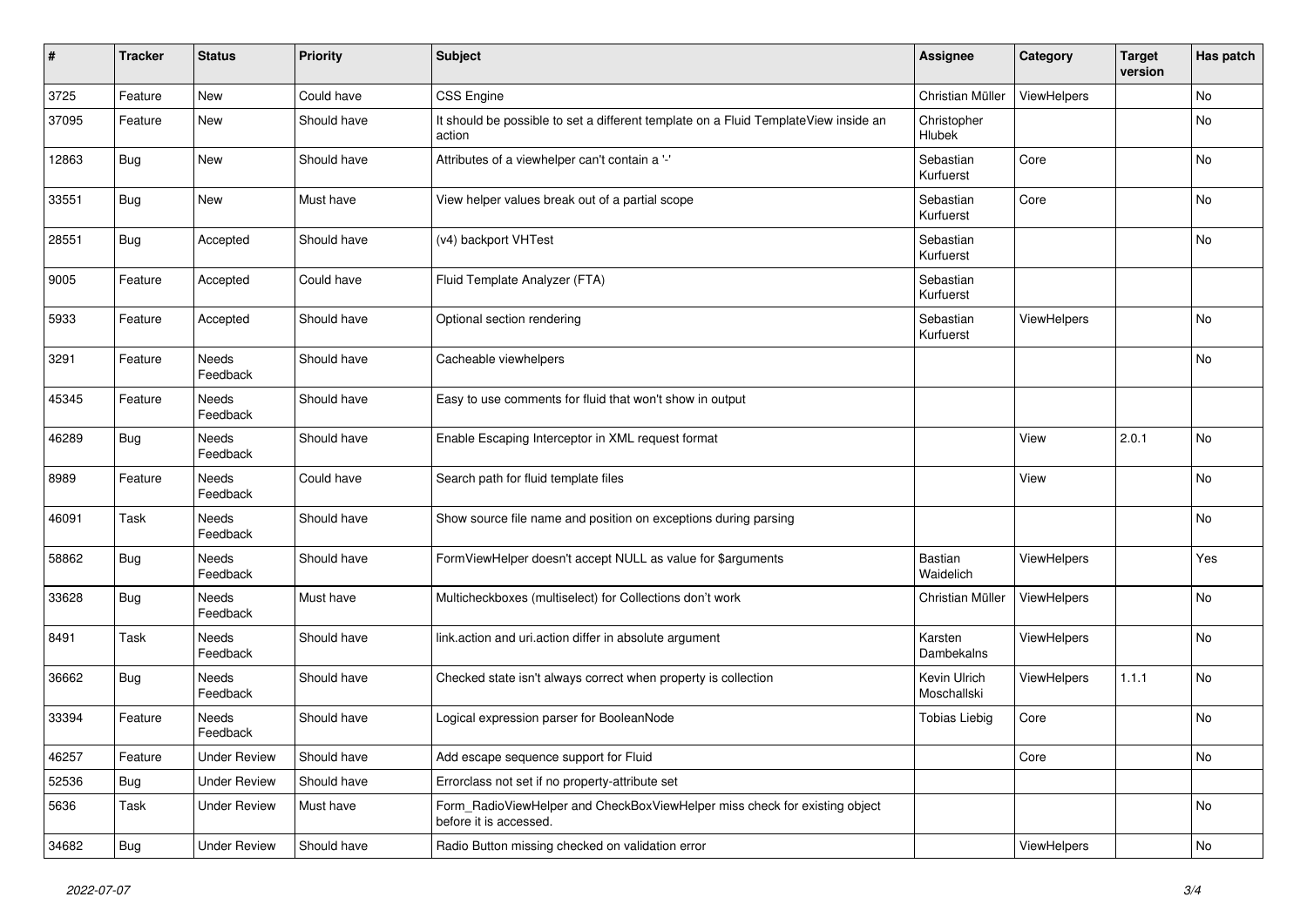| # | Tracker | Status | Priority | Subject | Assignee | Category | Target version | Has patch |
|---|---|---|---|---|---|---|---|---|
| 3725 | Feature | New | Could have | CSS Engine | Christian Müller | ViewHelpers | | No |
| 37095 | Feature | New | Should have | It should be possible to set a different template on a Fluid TemplateView inside an action | Christopher Hlubek | | | No |
| 12863 | Bug | New | Should have | Attributes of a viewhelper can't contain a '-' | Sebastian Kurfuerst | Core | | No |
| 33551 | Bug | New | Must have | View helper values break out of a partial scope | Sebastian Kurfuerst | Core | | No |
| 28551 | Bug | Accepted | Should have | (v4) backport VHTest | Sebastian Kurfuerst | | | No |
| 9005 | Feature | Accepted | Could have | Fluid Template Analyzer (FTA) | Sebastian Kurfuerst | | | |
| 5933 | Feature | Accepted | Should have | Optional section rendering | Sebastian Kurfuerst | ViewHelpers | | No |
| 3291 | Feature | Needs Feedback | Should have | Cacheable viewhelpers | | | | No |
| 45345 | Feature | Needs Feedback | Should have | Easy to use comments for fluid that won't show in output | | | | |
| 46289 | Bug | Needs Feedback | Should have | Enable Escaping Interceptor in XML request format | | View | 2.0.1 | No |
| 8989 | Feature | Needs Feedback | Could have | Search path for fluid template files | | View | | No |
| 46091 | Task | Needs Feedback | Should have | Show source file name and position on exceptions during parsing | | | | No |
| 58862 | Bug | Needs Feedback | Should have | FormViewHelper doesn't accept NULL as value for $arguments | Bastian Waidelich | ViewHelpers | | Yes |
| 33628 | Bug | Needs Feedback | Must have | Multicheckboxes (multiselect) for Collections don't work | Christian Müller | ViewHelpers | | No |
| 8491 | Task | Needs Feedback | Should have | link.action and uri.action differ in absolute argument | Karsten Dambekalns | ViewHelpers | | No |
| 36662 | Bug | Needs Feedback | Should have | Checked state isn't always correct when property is collection | Kevin Ulrich Moschallski | ViewHelpers | 1.1.1 | No |
| 33394 | Feature | Needs Feedback | Should have | Logical expression parser for BooleanNode | Tobias Liebig | Core | | No |
| 46257 | Feature | Under Review | Should have | Add escape sequence support for Fluid | | Core | | No |
| 52536 | Bug | Under Review | Should have | Errorclass not set if no property-attribute set | | | | |
| 5636 | Task | Under Review | Must have | Form_RadioViewHelper and CheckBoxViewHelper miss check for existing object before it is accessed. | | | | No |
| 34682 | Bug | Under Review | Should have | Radio Button missing checked on validation error | | ViewHelpers | | No |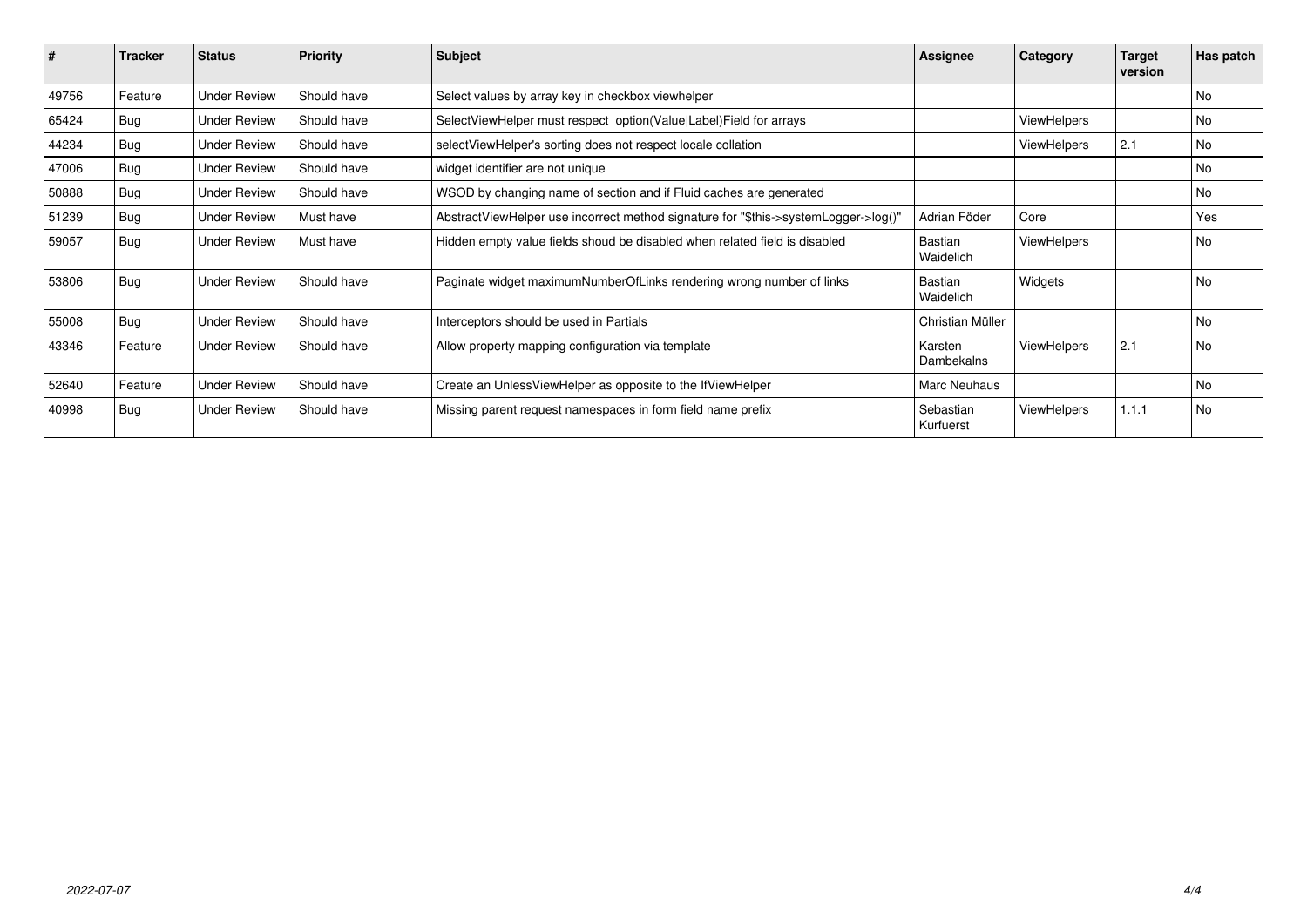| # | Tracker | Status | Priority | Subject | Assignee | Category | Target version | Has patch |
|---|---|---|---|---|---|---|---|---|
| 49756 | Feature | Under Review | Should have | Select values by array key in checkbox viewhelper | | | | No |
| 65424 | Bug | Under Review | Should have | SelectViewHelper must respect option(Value|Label)Field for arrays | | ViewHelpers | | No |
| 44234 | Bug | Under Review | Should have | selectViewHelper's sorting does not respect locale collation | | ViewHelpers | 2.1 | No |
| 47006 | Bug | Under Review | Should have | widget identifier are not unique | | | | No |
| 50888 | Bug | Under Review | Should have | WSOD by changing name of section and if Fluid caches are generated | | | | No |
| 51239 | Bug | Under Review | Must have | AbstractViewHelper use incorrect method signature for "$this->systemLogger->log()" | Adrian Föder | Core | | Yes |
| 59057 | Bug | Under Review | Must have | Hidden empty value fields shoud be disabled when related field is disabled | Bastian Waidelich | ViewHelpers | | No |
| 53806 | Bug | Under Review | Should have | Paginate widget maximumNumberOfLinks rendering wrong number of links | Bastian Waidelich | Widgets | | No |
| 55008 | Bug | Under Review | Should have | Interceptors should be used in Partials | Christian Müller | | | No |
| 43346 | Feature | Under Review | Should have | Allow property mapping configuration via template | Karsten Dambekalns | ViewHelpers | 2.1 | No |
| 52640 | Feature | Under Review | Should have | Create an UnlessViewHelper as opposite to the IfViewHelper | Marc Neuhaus | | | No |
| 40998 | Bug | Under Review | Should have | Missing parent request namespaces in form field name prefix | Sebastian Kurfuerst | ViewHelpers | 1.1.1 | No |

*2022-07-07*